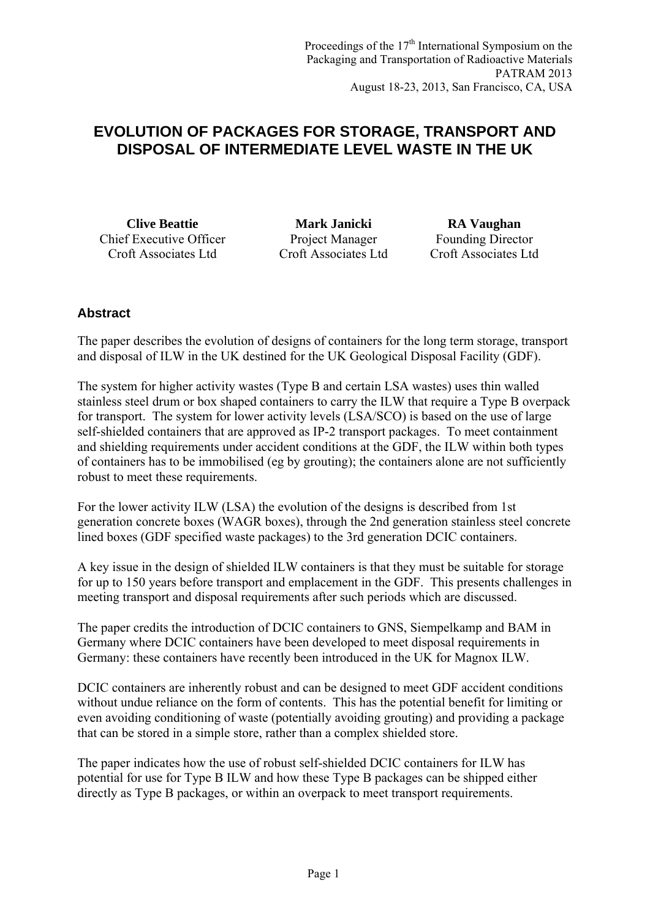Proceedings of the 17th International Symposium on the Packaging and Transportation of Radioactive Materials
PATRAM 2013
August 18-23, 2013, San Francisco, CA, USA

# EVOLUTION OF PACKAGES FOR STORAGE, TRANSPORT AND DISPOSAL OF INTERMEDIATE LEVEL WASTE IN THE UK

| **Clive Beattie** | **Mark Janicki** | **RA Vaughan** |
|---|---|---|
| Chief Executive Officer | Project Manager | Founding Director |
| Croft Associates Ltd | Croft Associates Ltd | Croft Associates Ltd |

## Abstract

The paper describes the evolution of designs of containers for the long term storage, transport and disposal of ILW in the UK destined for the UK Geological Disposal Facility (GDF).

The system for higher activity wastes (Type B and certain LSA wastes) uses thin walled stainless steel drum or box shaped containers to carry the ILW that require a Type B overpack for transport. The system for lower activity levels (LSA/SCO) is based on the use of large self-shielded containers that are approved as IP-2 transport packages. To meet containment and shielding requirements under accident conditions at the GDF, the ILW within both types of containers has to be immobilised (eg by grouting); the containers alone are not sufficiently robust to meet these requirements.

For the lower activity ILW (LSA) the evolution of the designs is described from 1st generation concrete boxes (WAGR boxes), through the 2nd generation stainless steel concrete lined boxes (GDF specified waste packages) to the 3rd generation DCIC containers.

A key issue in the design of shielded ILW containers is that they must be suitable for storage for up to 150 years before transport and emplacement in the GDF. This presents challenges in meeting transport and disposal requirements after such periods which are discussed.

The paper credits the introduction of DCIC containers to GNS, Siempelkamp and BAM in Germany where DCIC containers have been developed to meet disposal requirements in Germany: these containers have recently been introduced in the UK for Magnox ILW.

DCIC containers are inherently robust and can be designed to meet GDF accident conditions without undue reliance on the form of contents. This has the potential benefit for limiting or even avoiding conditioning of waste (potentially avoiding grouting) and providing a package that can be stored in a simple store, rather than a complex shielded store.

The paper indicates how the use of robust self-shielded DCIC containers for ILW has potential for use for Type B ILW and how these Type B packages can be shipped either directly as Type B packages, or within an overpack to meet transport requirements.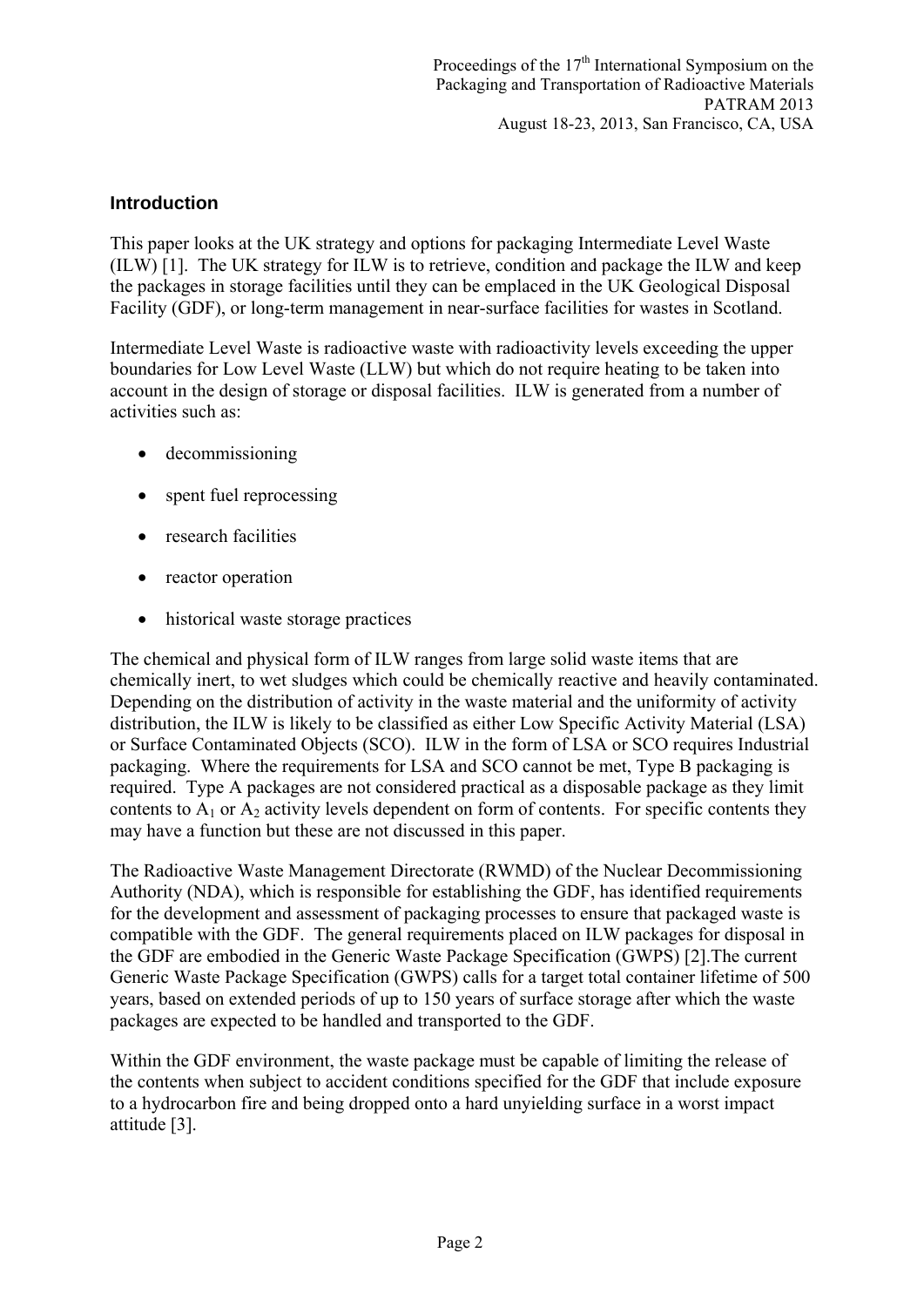## Introduction

This paper looks at the UK strategy and options for packaging Intermediate Level Waste (ILW) [1]. The UK strategy for ILW is to retrieve, condition and package the ILW and keep the packages in storage facilities until they can be emplaced in the UK Geological Disposal Facility (GDF), or long-term management in near-surface facilities for wastes in Scotland.

Intermediate Level Waste is radioactive waste with radioactivity levels exceeding the upper boundaries for Low Level Waste (LLW) but which do not require heating to be taken into account in the design of storage or disposal facilities. ILW is generated from a number of activities such as:

- decommissioning
- spent fuel reprocessing
- research facilities
- reactor operation
- historical waste storage practices

The chemical and physical form of ILW ranges from large solid waste items that are chemically inert, to wet sludges which could be chemically reactive and heavily contaminated. Depending on the distribution of activity in the waste material and the uniformity of activity distribution, the ILW is likely to be classified as either Low Specific Activity Material (LSA) or Surface Contaminated Objects (SCO). ILW in the form of LSA or SCO requires Industrial packaging. Where the requirements for LSA and SCO cannot be met, Type B packaging is required. Type A packages are not considered practical as a disposable package as they limit contents to $A_1$ or $A_2$ activity levels dependent on form of contents. For specific contents they may have a function but these are not discussed in this paper.

The Radioactive Waste Management Directorate (RWMD) of the Nuclear Decommissioning Authority (NDA), which is responsible for establishing the GDF, has identified requirements for the development and assessment of packaging processes to ensure that packaged waste is compatible with the GDF. The general requirements placed on ILW packages for disposal in the GDF are embodied in the Generic Waste Package Specification (GWPS) [2].The current Generic Waste Package Specification (GWPS) calls for a target total container lifetime of 500 years, based on extended periods of up to 150 years of surface storage after which the waste packages are expected to be handled and transported to the GDF.

Within the GDF environment, the waste package must be capable of limiting the release of the contents when subject to accident conditions specified for the GDF that include exposure to a hydrocarbon fire and being dropped onto a hard unyielding surface in a worst impact attitude [3].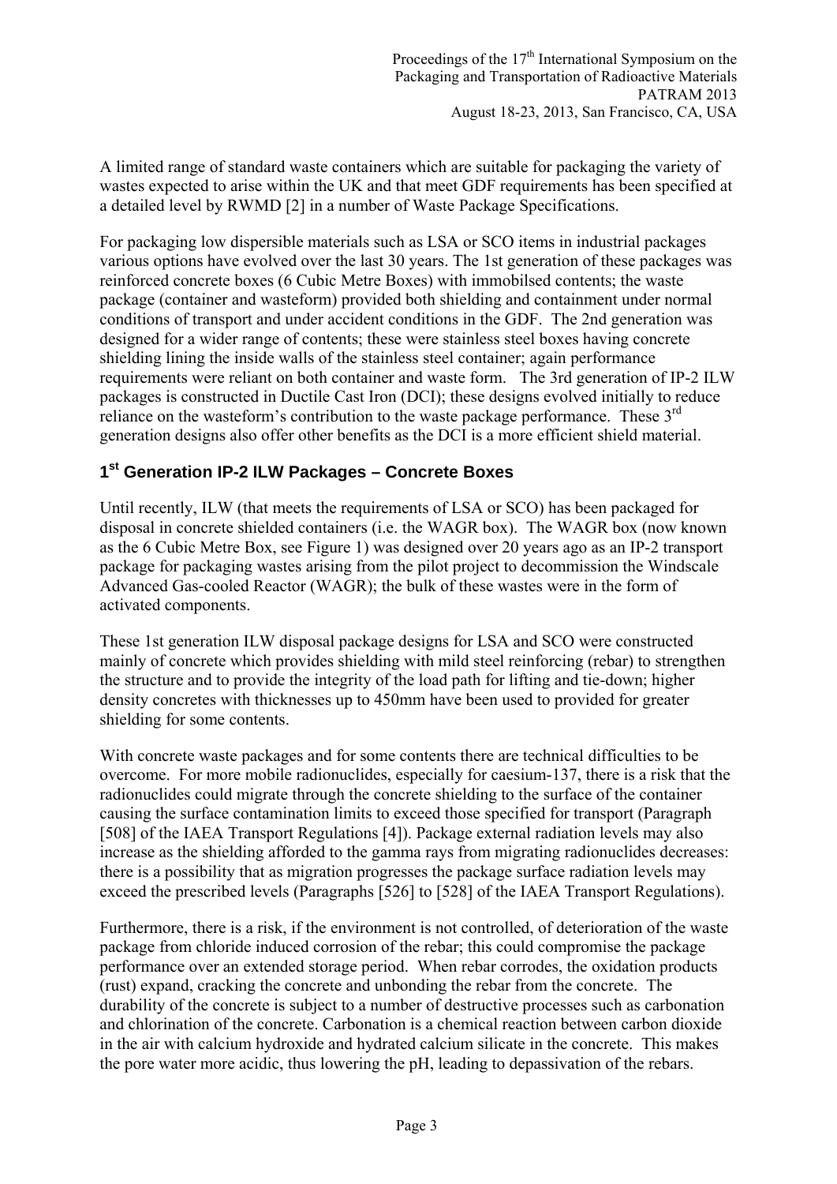A limited range of standard waste containers which are suitable for packaging the variety of wastes expected to arise within the UK and that meet GDF requirements has been specified at a detailed level by RWMD [2] in a number of Waste Package Specifications.

For packaging low dispersible materials such as LSA or SCO items in industrial packages various options have evolved over the last 30 years. The 1st generation of these packages was reinforced concrete boxes (6 Cubic Metre Boxes) with immobilsed contents; the waste package (container and wasteform) provided both shielding and containment under normal conditions of transport and under accident conditions in the GDF. The 2nd generation was designed for a wider range of contents; these were stainless steel boxes having concrete shielding lining the inside walls of the stainless steel container; again performance requirements were reliant on both container and waste form. The 3rd generation of IP-2 ILW packages is constructed in Ductile Cast Iron (DCI); these designs evolved initially to reduce reliance on the wasteform's contribution to the waste package performance. These 3rd generation designs also offer other benefits as the DCI is a more efficient shield material.

## 1st Generation IP-2 ILW Packages – Concrete Boxes

Until recently, ILW (that meets the requirements of LSA or SCO) has been packaged for disposal in concrete shielded containers (i.e. the WAGR box). The WAGR box (now known as the 6 Cubic Metre Box, see Figure 1) was designed over 20 years ago as an IP-2 transport package for packaging wastes arising from the pilot project to decommission the Windscale Advanced Gas-cooled Reactor (WAGR); the bulk of these wastes were in the form of activated components.

These 1st generation ILW disposal package designs for LSA and SCO were constructed mainly of concrete which provides shielding with mild steel reinforcing (rebar) to strengthen the structure and to provide the integrity of the load path for lifting and tie-down; higher density concretes with thicknesses up to 450mm have been used to provided for greater shielding for some contents.

With concrete waste packages and for some contents there are technical difficulties to be overcome. For more mobile radionuclides, especially for caesium-137, there is a risk that the radionuclides could migrate through the concrete shielding to the surface of the container causing the surface contamination limits to exceed those specified for transport (Paragraph [508] of the IAEA Transport Regulations [4]). Package external radiation levels may also increase as the shielding afforded to the gamma rays from migrating radionuclides decreases: there is a possibility that as migration progresses the package surface radiation levels may exceed the prescribed levels (Paragraphs [526] to [528] of the IAEA Transport Regulations).

Furthermore, there is a risk, if the environment is not controlled, of deterioration of the waste package from chloride induced corrosion of the rebar; this could compromise the package performance over an extended storage period. When rebar corrodes, the oxidation products (rust) expand, cracking the concrete and unbonding the rebar from the concrete. The durability of the concrete is subject to a number of destructive processes such as carbonation and chlorination of the concrete. Carbonation is a chemical reaction between carbon dioxide in the air with calcium hydroxide and hydrated calcium silicate in the concrete. This makes the pore water more acidic, thus lowering the pH, leading to depassivation of the rebars.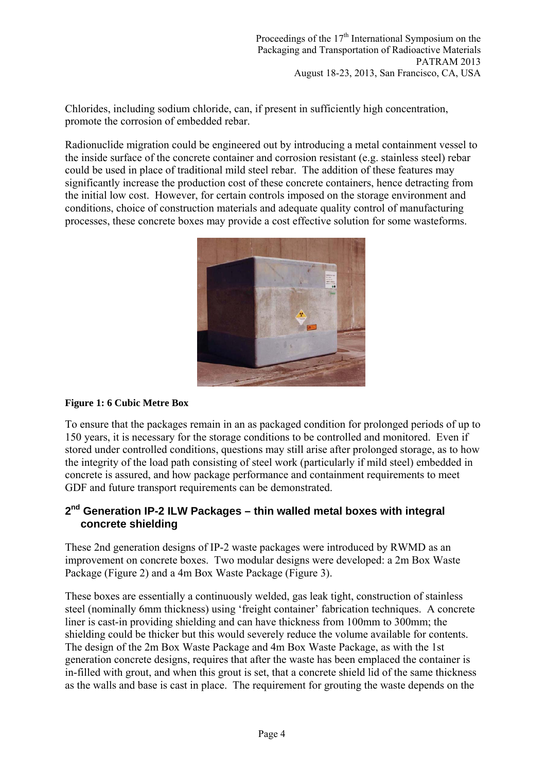Chlorides, including sodium chloride, can, if present in sufficiently high concentration, promote the corrosion of embedded rebar.

Radionuclide migration could be engineered out by introducing a metal containment vessel to the inside surface of the concrete container and corrosion resistant (e.g. stainless steel) rebar could be used in place of traditional mild steel rebar. The addition of these features may significantly increase the production cost of these concrete containers, hence detracting from the initial low cost. However, for certain controls imposed on the storage environment and conditions, choice of construction materials and adequate quality control of manufacturing processes, these concrete boxes may provide a cost effective solution for some wasteforms.

**Figure 1: 6 Cubic Metre Box**

To ensure that the packages remain in an as packaged condition for prolonged periods of up to 150 years, it is necessary for the storage conditions to be controlled and monitored. Even if stored under controlled conditions, questions may still arise after prolonged storage, as to how the integrity of the load path consisting of steel work (particularly if mild steel) embedded in concrete is assured, and how package performance and containment requirements to meet GDF and future transport requirements can be demonstrated.

## 2nd Generation IP-2 ILW Packages – thin walled metal boxes with integral concrete shielding

These 2nd generation designs of IP-2 waste packages were introduced by RWMD as an improvement on concrete boxes. Two modular designs were developed: a 2m Box Waste Package (Figure 2) and a 4m Box Waste Package (Figure 3).

These boxes are essentially a continuously welded, gas leak tight, construction of stainless steel (nominally 6mm thickness) using 'freight container' fabrication techniques. A concrete liner is cast-in providing shielding and can have thickness from 100mm to 300mm; the shielding could be thicker but this would severely reduce the volume available for contents. The design of the 2m Box Waste Package and 4m Box Waste Package, as with the 1st generation concrete designs, requires that after the waste has been emplaced the container is in-filled with grout, and when this grout is set, that a concrete shield lid of the same thickness as the walls and base is cast in place. The requirement for grouting the waste depends on the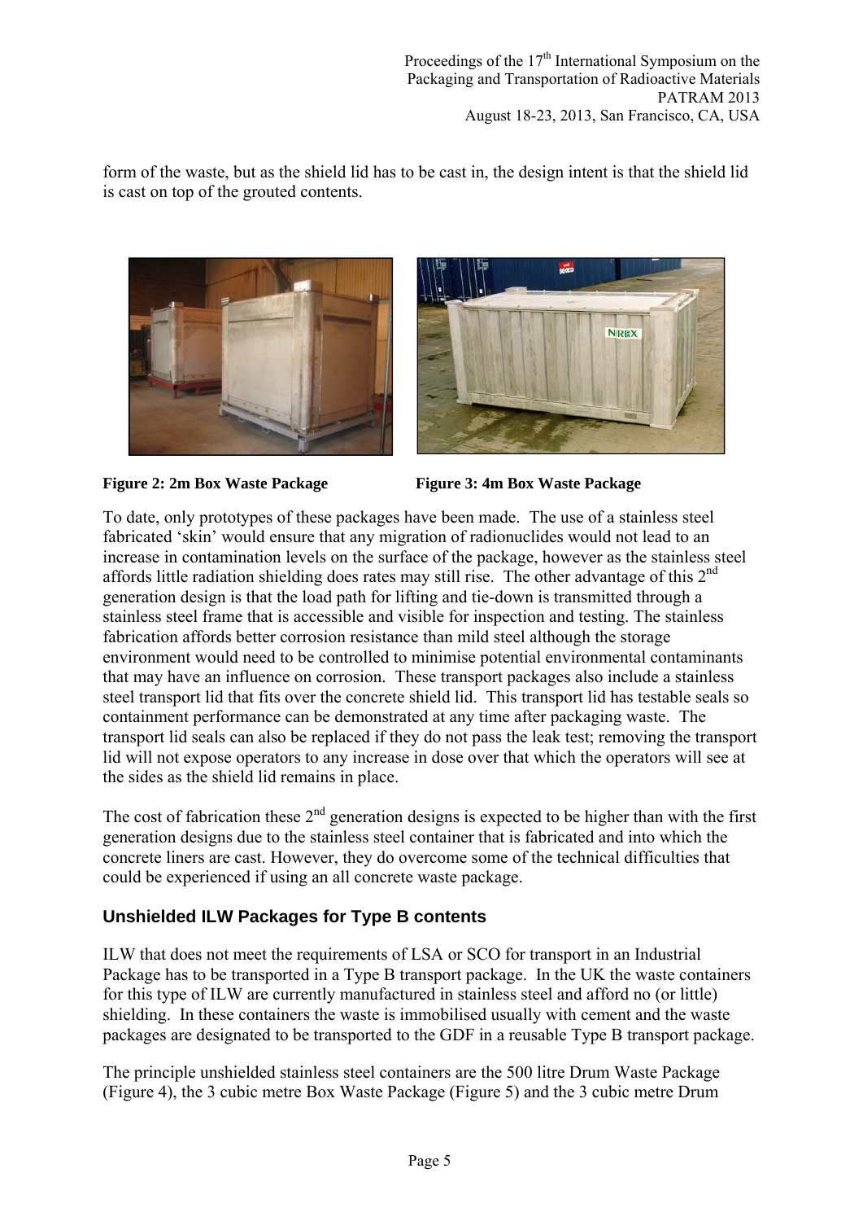form of the waste, but as the shield lid has to be cast in, the design intent is that the shield lid is cast on top of the grouted contents.

**Figure 2: 2m Box Waste Package** **Figure 3: 4m Box Waste Package**

To date, only prototypes of these packages have been made. The use of a stainless steel fabricated 'skin' would ensure that any migration of radionuclides would not lead to an increase in contamination levels on the surface of the package, however as the stainless steel affords little radiation shielding does rates may still rise. The other advantage of this 2nd generation design is that the load path for lifting and tie-down is transmitted through a stainless steel frame that is accessible and visible for inspection and testing. The stainless fabrication affords better corrosion resistance than mild steel although the storage environment would need to be controlled to minimise potential environmental contaminants that may have an influence on corrosion. These transport packages also include a stainless steel transport lid that fits over the concrete shield lid. This transport lid has testable seals so containment performance can be demonstrated at any time after packaging waste. The transport lid seals can also be replaced if they do not pass the leak test; removing the transport lid will not expose operators to any increase in dose over that which the operators will see at the sides as the shield lid remains in place.

The cost of fabrication these 2nd generation designs is expected to be higher than with the first generation designs due to the stainless steel container that is fabricated and into which the concrete liners are cast. However, they do overcome some of the technical difficulties that could be experienced if using an all concrete waste package.

## Unshielded ILW Packages for Type B contents

ILW that does not meet the requirements of LSA or SCO for transport in an Industrial Package has to be transported in a Type B transport package. In the UK the waste containers for this type of ILW are currently manufactured in stainless steel and afford no (or little) shielding. In these containers the waste is immobilised usually with cement and the waste packages are designated to be transported to the GDF in a reusable Type B transport package.

The principle unshielded stainless steel containers are the 500 litre Drum Waste Package (Figure 4), the 3 cubic metre Box Waste Package (Figure 5) and the 3 cubic metre Drum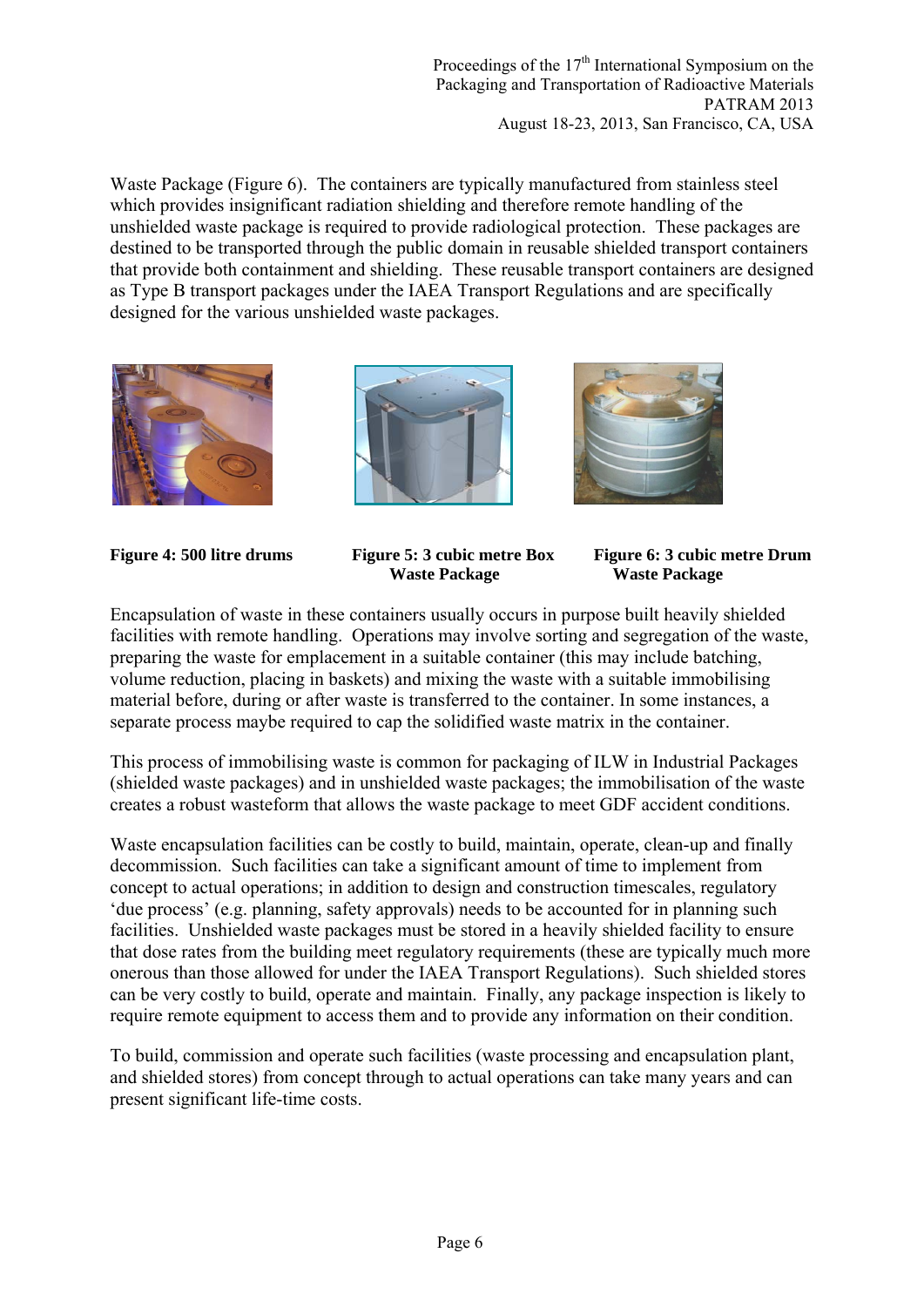Waste Package (Figure 6). The containers are typically manufactured from stainless steel which provides insignificant radiation shielding and therefore remote handling of the unshielded waste package is required to provide radiological protection. These packages are destined to be transported through the public domain in reusable shielded transport containers that provide both containment and shielding. These reusable transport containers are designed as Type B transport packages under the IAEA Transport Regulations and are specifically designed for the various unshielded waste packages.

**Figure 4: 500 litre drums**

**Figure 5: 3 cubic metre Box Waste Package**

**Figure 6: 3 cubic metre Drum Waste Package**

Encapsulation of waste in these containers usually occurs in purpose built heavily shielded facilities with remote handling. Operations may involve sorting and segregation of the waste, preparing the waste for emplacement in a suitable container (this may include batching, volume reduction, placing in baskets) and mixing the waste with a suitable immobilising material before, during or after waste is transferred to the container. In some instances, a separate process maybe required to cap the solidified waste matrix in the container.

This process of immobilising waste is common for packaging of ILW in Industrial Packages (shielded waste packages) and in unshielded waste packages; the immobilisation of the waste creates a robust wasteform that allows the waste package to meet GDF accident conditions.

Waste encapsulation facilities can be costly to build, maintain, operate, clean-up and finally decommission. Such facilities can take a significant amount of time to implement from concept to actual operations; in addition to design and construction timescales, regulatory 'due process' (e.g. planning, safety approvals) needs to be accounted for in planning such facilities. Unshielded waste packages must be stored in a heavily shielded facility to ensure that dose rates from the building meet regulatory requirements (these are typically much more onerous than those allowed for under the IAEA Transport Regulations). Such shielded stores can be very costly to build, operate and maintain. Finally, any package inspection is likely to require remote equipment to access them and to provide any information on their condition.

To build, commission and operate such facilities (waste processing and encapsulation plant, and shielded stores) from concept through to actual operations can take many years and can present significant life-time costs.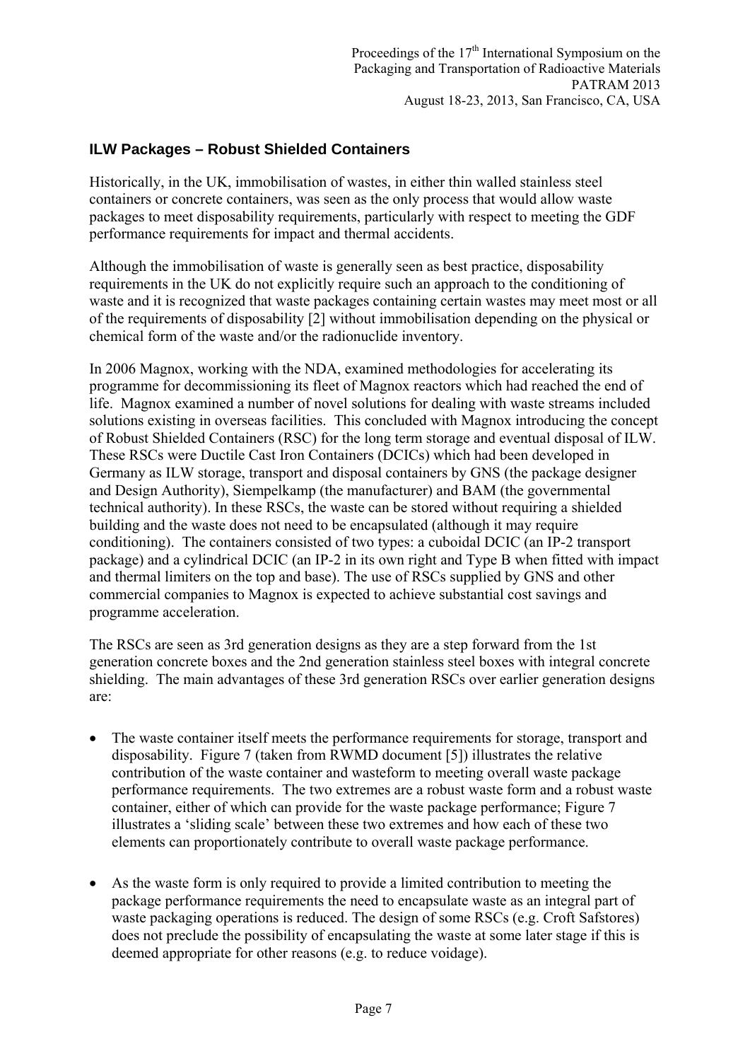### ILW Packages – Robust Shielded Containers

Historically, in the UK, immobilisation of wastes, in either thin walled stainless steel containers or concrete containers, was seen as the only process that would allow waste packages to meet disposability requirements, particularly with respect to meeting the GDF performance requirements for impact and thermal accidents.

Although the immobilisation of waste is generally seen as best practice, disposability requirements in the UK do not explicitly require such an approach to the conditioning of waste and it is recognized that waste packages containing certain wastes may meet most or all of the requirements of disposability [2] without immobilisation depending on the physical or chemical form of the waste and/or the radionuclide inventory.

In 2006 Magnox, working with the NDA, examined methodologies for accelerating its programme for decommissioning its fleet of Magnox reactors which had reached the end of life. Magnox examined a number of novel solutions for dealing with waste streams included solutions existing in overseas facilities. This concluded with Magnox introducing the concept of Robust Shielded Containers (RSC) for the long term storage and eventual disposal of ILW. These RSCs were Ductile Cast Iron Containers (DCICs) which had been developed in Germany as ILW storage, transport and disposal containers by GNS (the package designer and Design Authority), Siempelkamp (the manufacturer) and BAM (the governmental technical authority). In these RSCs, the waste can be stored without requiring a shielded building and the waste does not need to be encapsulated (although it may require conditioning). The containers consisted of two types: a cuboidal DCIC (an IP-2 transport package) and a cylindrical DCIC (an IP-2 in its own right and Type B when fitted with impact and thermal limiters on the top and base). The use of RSCs supplied by GNS and other commercial companies to Magnox is expected to achieve substantial cost savings and programme acceleration.

The RSCs are seen as 3rd generation designs as they are a step forward from the 1st generation concrete boxes and the 2nd generation stainless steel boxes with integral concrete shielding. The main advantages of these 3rd generation RSCs over earlier generation designs are:

- The waste container itself meets the performance requirements for storage, transport and disposability. Figure 7 (taken from RWMD document [5]) illustrates the relative contribution of the waste container and wasteform to meeting overall waste package performance requirements. The two extremes are a robust waste form and a robust waste container, either of which can provide for the waste package performance; Figure 7 illustrates a 'sliding scale' between these two extremes and how each of these two elements can proportionately contribute to overall waste package performance.

- As the waste form is only required to provide a limited contribution to meeting the package performance requirements the need to encapsulate waste as an integral part of waste packaging operations is reduced. The design of some RSCs (e.g. Croft Safstores) does not preclude the possibility of encapsulating the waste at some later stage if this is deemed appropriate for other reasons (e.g. to reduce voidage).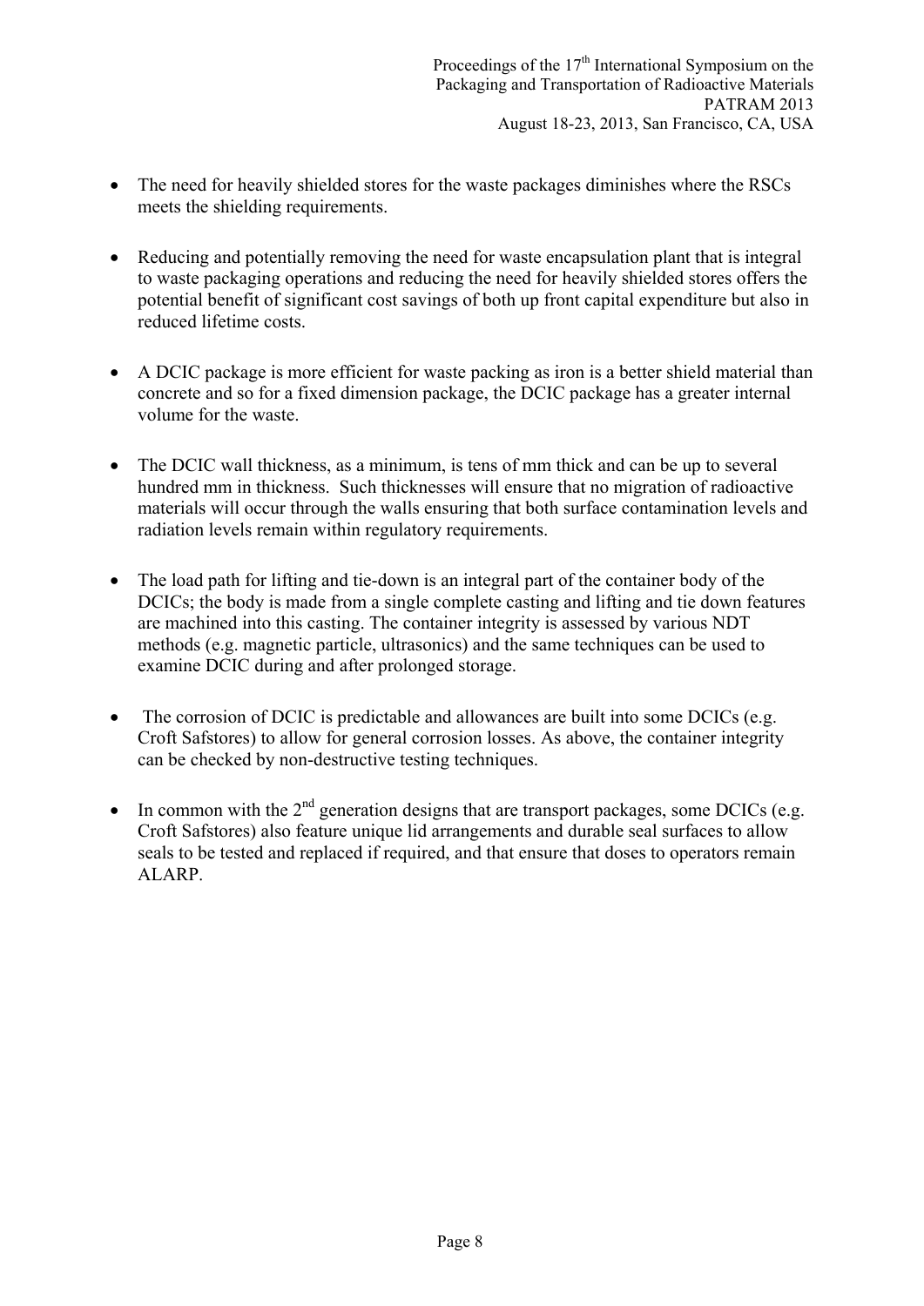- The need for heavily shielded stores for the waste packages diminishes where the RSCs meets the shielding requirements.

- Reducing and potentially removing the need for waste encapsulation plant that is integral to waste packaging operations and reducing the need for heavily shielded stores offers the potential benefit of significant cost savings of both up front capital expenditure but also in reduced lifetime costs.

- A DCIC package is more efficient for waste packing as iron is a better shield material than concrete and so for a fixed dimension package, the DCIC package has a greater internal volume for the waste.

- The DCIC wall thickness, as a minimum, is tens of mm thick and can be up to several hundred mm in thickness. Such thicknesses will ensure that no migration of radioactive materials will occur through the walls ensuring that both surface contamination levels and radiation levels remain within regulatory requirements.

- The load path for lifting and tie-down is an integral part of the container body of the DCICs; the body is made from a single complete casting and lifting and tie down features are machined into this casting. The container integrity is assessed by various NDT methods (e.g. magnetic particle, ultrasonics) and the same techniques can be used to examine DCIC during and after prolonged storage.

- The corrosion of DCIC is predictable and allowances are built into some DCICs (e.g. Croft Safstores) to allow for general corrosion losses. As above, the container integrity can be checked by non-destructive testing techniques.

- In common with the 2nd generation designs that are transport packages, some DCICs (e.g. Croft Safstores) also feature unique lid arrangements and durable seal surfaces to allow seals to be tested and replaced if required, and that ensure that doses to operators remain ALARP.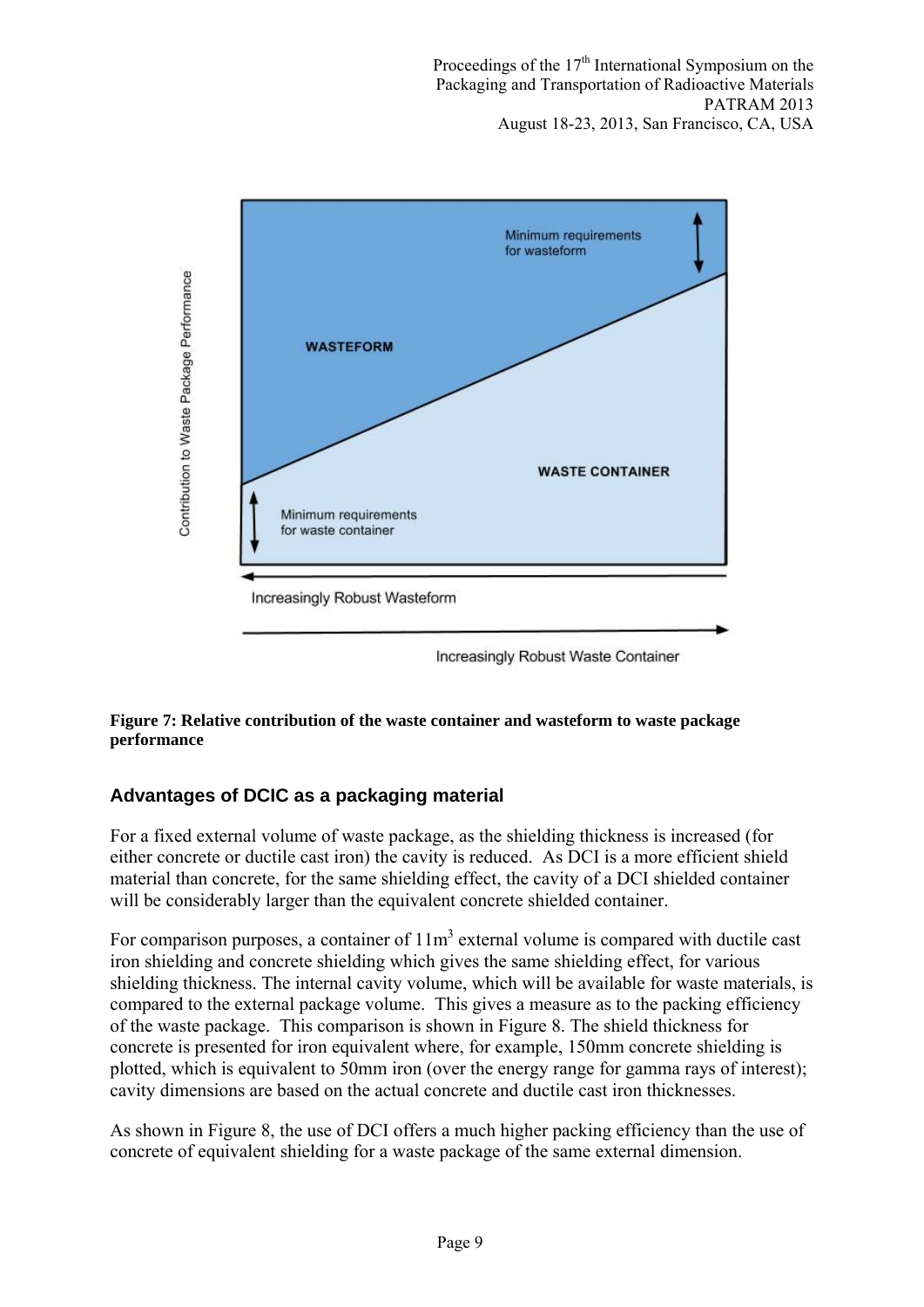**Figure 7: Relative contribution of the waste container and wasteform to waste package performance**

## Advantages of DCIC as a packaging material

For a fixed external volume of waste package, as the shielding thickness is increased (for either concrete or ductile cast iron) the cavity is reduced. As DCI is a more efficient shield material than concrete, for the same shielding effect, the cavity of a DCI shielded container will be considerably larger than the equivalent concrete shielded container.

For comparison purposes, a container of $11m^3$ external volume is compared with ductile cast iron shielding and concrete shielding which gives the same shielding effect, for various shielding thickness. The internal cavity volume, which will be available for waste materials, is compared to the external package volume. This gives a measure as to the packing efficiency of the waste package. This comparison is shown in Figure 8. The shield thickness for concrete is presented for iron equivalent where, for example, 150mm concrete shielding is plotted, which is equivalent to 50mm iron (over the energy range for gamma rays of interest); cavity dimensions are based on the actual concrete and ductile cast iron thicknesses.

As shown in Figure 8, the use of DCI offers a much higher packing efficiency than the use of concrete of equivalent shielding for a waste package of the same external dimension.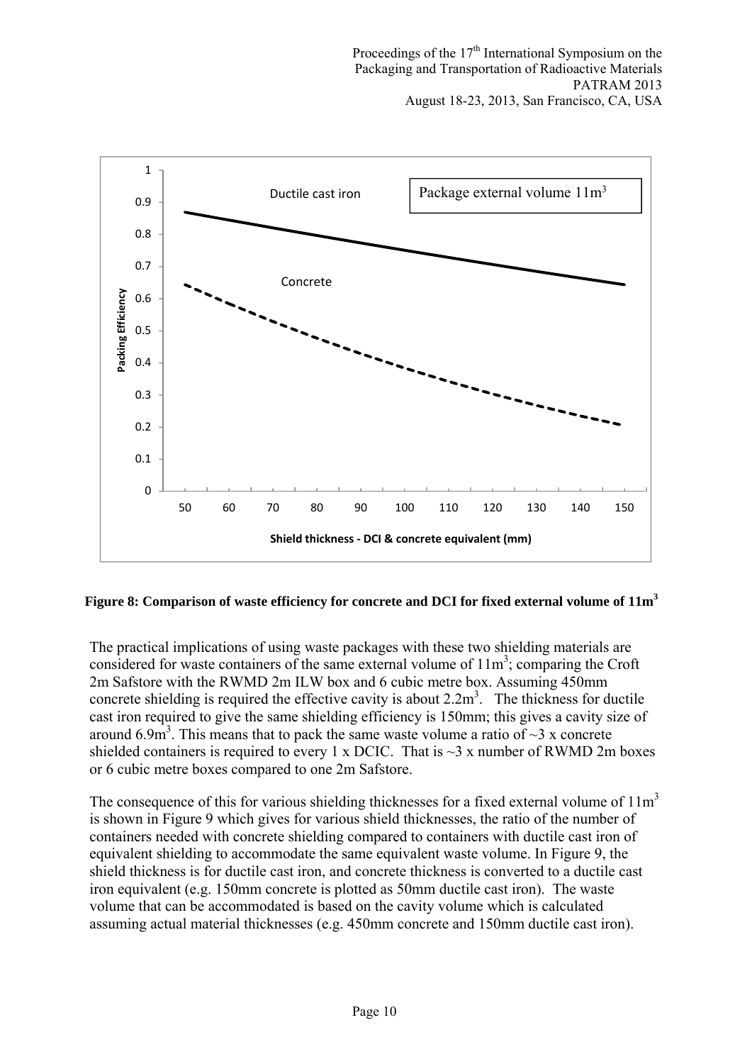Figure 8: Comparison of waste efficiency for concrete and DCI for fixed external volume of $11m^3$

The practical implications of using waste packages with these two shielding materials are considered for waste containers of the same external volume of $11m^3$; comparing the Croft 2m Safstore with the RWMD 2m ILW box and 6 cubic metre box. Assuming 450mm concrete shielding is required the effective cavity is about $2.2m^3$. The thickness for ductile cast iron required to give the same shielding efficiency is 150mm; this gives a cavity size of around $6.9m^3$. This means that to pack the same waste volume a ratio of ~3 x concrete shielded containers is required to every 1 x DCIC. That is ~3 x number of RWMD 2m boxes or 6 cubic metre boxes compared to one 2m Safstore.

The consequence of this for various shielding thicknesses for a fixed external volume of $11m^3$ is shown in Figure 9 which gives for various shield thicknesses, the ratio of the number of containers needed with concrete shielding compared to containers with ductile cast iron of equivalent shielding to accommodate the same equivalent waste volume. In Figure 9, the shield thickness is for ductile cast iron, and concrete thickness is converted to a ductile cast iron equivalent (e.g. 150mm concrete is plotted as 50mm ductile cast iron). The waste volume that can be accommodated is based on the cavity volume which is calculated assuming actual material thicknesses (e.g. 450mm concrete and 150mm ductile cast iron).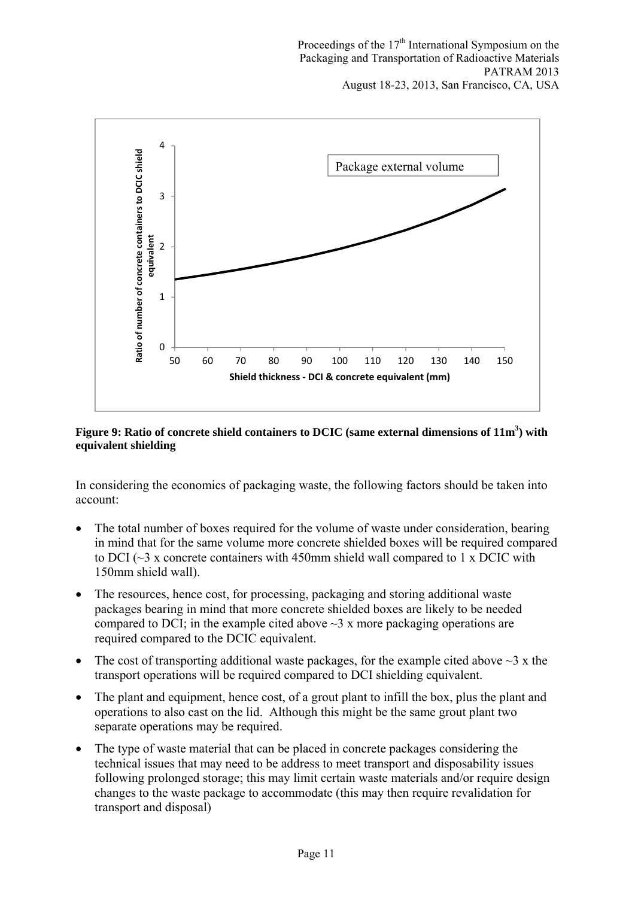Figure 9: Ratio of concrete shield containers to DCIC (same external dimensions of 11m$^3$) with equivalent shielding

In considering the economics of packaging waste, the following factors should be taken into account:

- The total number of boxes required for the volume of waste under consideration, bearing in mind that for the same volume more concrete shielded boxes will be required compared to DCI (~3 x concrete containers with 450mm shield wall compared to 1 x DCIC with 150mm shield wall).
- The resources, hence cost, for processing, packaging and storing additional waste packages bearing in mind that more concrete shielded boxes are likely to be needed compared to DCI; in the example cited above ~3 x more packaging operations are required compared to the DCIC equivalent.
- The cost of transporting additional waste packages, for the example cited above ~3 x the transport operations will be required compared to DCI shielding equivalent.
- The plant and equipment, hence cost, of a grout plant to infill the box, plus the plant and operations to also cast on the lid. Although this might be the same grout plant two separate operations may be required.
- The type of waste material that can be placed in concrete packages considering the technical issues that may need to be address to meet transport and disposability issues following prolonged storage; this may limit certain waste materials and/or require design changes to the waste package to accommodate (this may then require revalidation for transport and disposal)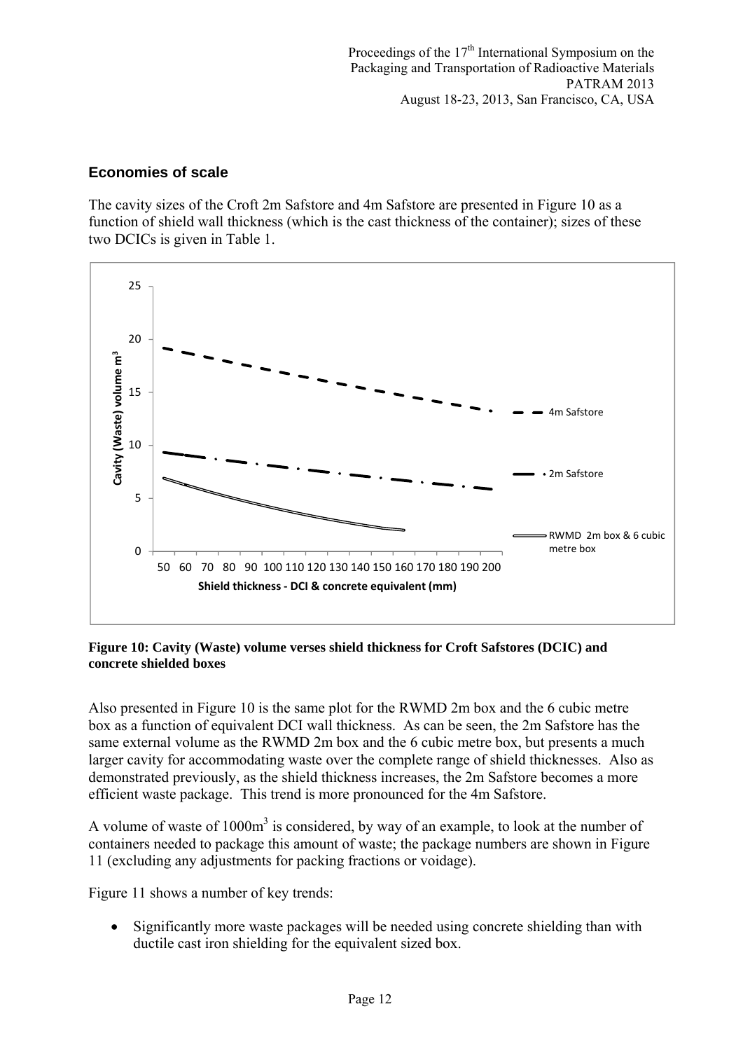### Economies of scale

The cavity sizes of the Croft 2m Safstore and 4m Safstore are presented in Figure 10 as a function of shield wall thickness (which is the cast thickness of the container); sizes of these two DCICs is given in Table 1.

**Figure 10: Cavity (Waste) volume verses shield thickness for Croft Safstores (DCIC) and concrete shielded boxes**

Also presented in Figure 10 is the same plot for the RWMD 2m box and the 6 cubic metre box as a function of equivalent DCI wall thickness. As can be seen, the 2m Safstore has the same external volume as the RWMD 2m box and the 6 cubic metre box, but presents a much larger cavity for accommodating waste over the complete range of shield thicknesses. Also as demonstrated previously, as the shield thickness increases, the 2m Safstore becomes a more efficient waste package. This trend is more pronounced for the 4m Safstore.

A volume of waste of 1000m$^3$ is considered, by way of an example, to look at the number of containers needed to package this amount of waste; the package numbers are shown in Figure 11 (excluding any adjustments for packing fractions or voidage).

Figure 11 shows a number of key trends:

- Significantly more waste packages will be needed using concrete shielding than with ductile cast iron shielding for the equivalent sized box.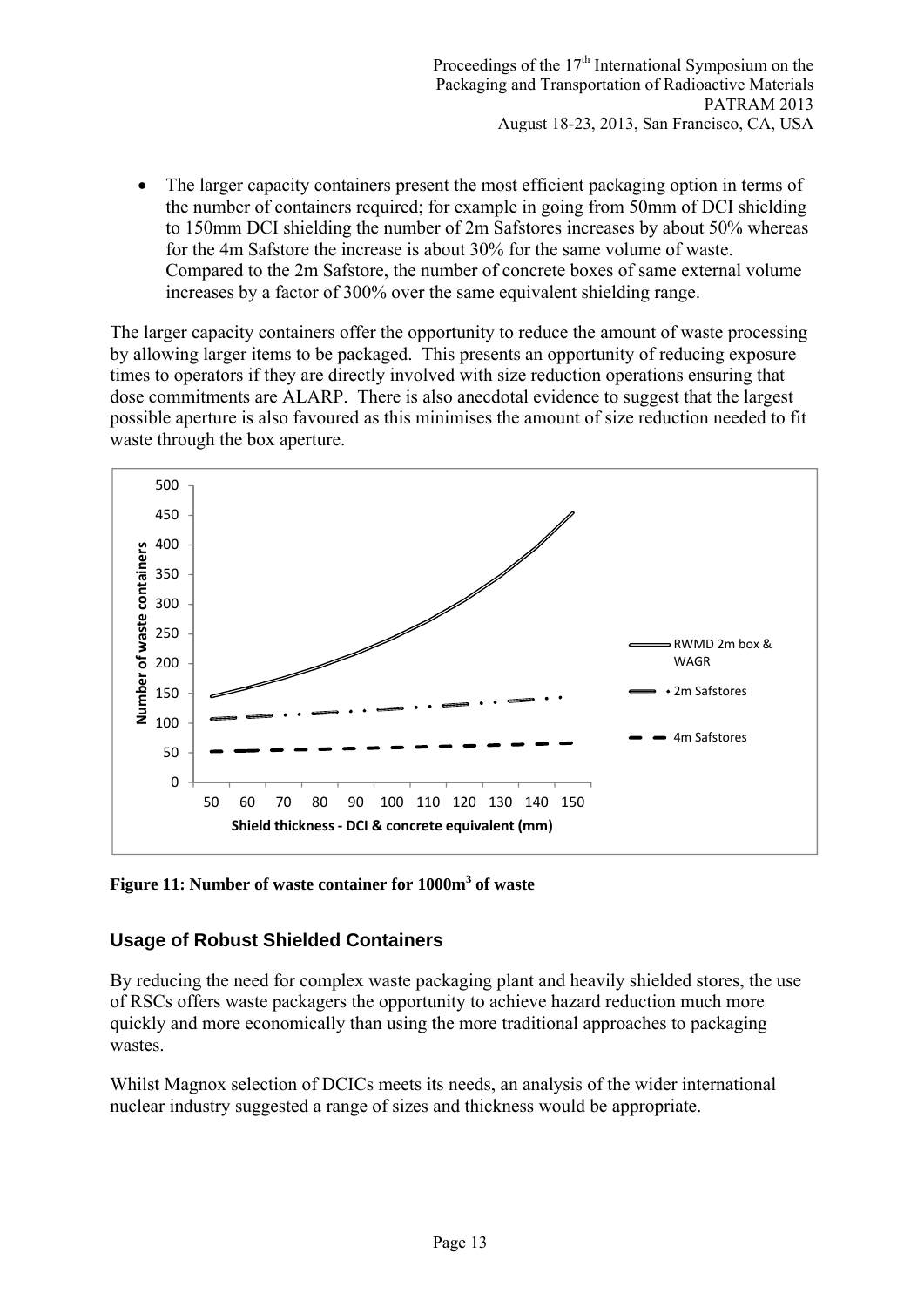- The larger capacity containers present the most efficient packaging option in terms of the number of containers required; for example in going from 50mm of DCI shielding to 150mm DCI shielding the number of 2m Safstores increases by about 50% whereas for the 4m Safstore the increase is about 30% for the same volume of waste. Compared to the 2m Safstore, the number of concrete boxes of same external volume increases by a factor of 300% over the same equivalent shielding range.

The larger capacity containers offer the opportunity to reduce the amount of waste processing by allowing larger items to be packaged. This presents an opportunity of reducing exposure times to operators if they are directly involved with size reduction operations ensuring that dose commitments are ALARP. There is also anecdotal evidence to suggest that the largest possible aperture is also favoured as this minimises the amount of size reduction needed to fit waste through the box aperture.

**Figure 11: Number of waste container for 1000m$^3$ of waste**

## Usage of Robust Shielded Containers

By reducing the need for complex waste packaging plant and heavily shielded stores, the use of RSCs offers waste packagers the opportunity to achieve hazard reduction much more quickly and more economically than using the more traditional approaches to packaging wastes.

Whilst Magnox selection of DCICs meets its needs, an analysis of the wider international nuclear industry suggested a range of sizes and thickness would be appropriate.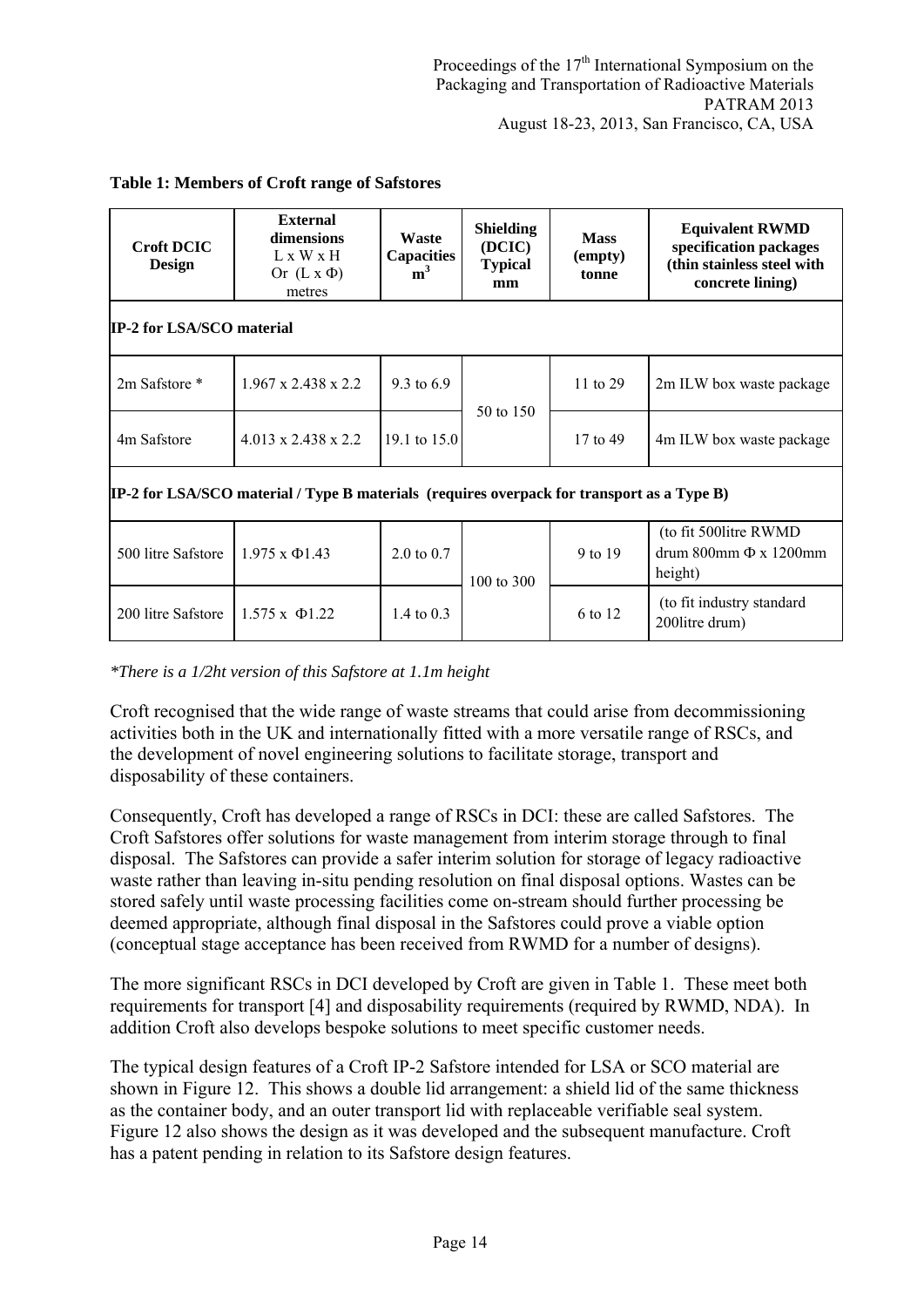**Table 1: Members of Croft range of Safstores**

| Croft DCIC Design | External dimensions L x W x H Or (L x Φ) metres | Waste Capacities m³ | Shielding (DCIC) Typical mm | Mass (empty) tonne | Equivalent RWMD specification packages (thin stainless steel with concrete lining) |
|---|---|---|---|---|---|
| **IP-2 for LSA/SCO material** | | | | | |
| 2m Safstore * | 1.967 x 2.438 x 2.2 | 9.3 to 6.9 | 50 to 150 | 11 to 29 | 2m ILW box waste package |
| 4m Safstore | 4.013 x 2.438 x 2.2 | 19.1 to 15.0 | | 17 to 49 | 4m ILW box waste package |
| **IP-2 for LSA/SCO material / Type B materials (requires overpack for transport as a Type B)** | | | | | |
| 500 litre Safstore | 1.975 x Φ1.43 | 2.0 to 0.7 | 100 to 300 | 9 to 19 | (to fit 500litre RWMD drum 800mm Φ x 1200mm height) |
| 200 litre Safstore | 1.575 x Φ1.22 | 1.4 to 0.3 | | 6 to 12 | (to fit industry standard 200litre drum) |

*\*There is a 1/2ht version of this Safstore at 1.1m height*

Croft recognised that the wide range of waste streams that could arise from decommissioning activities both in the UK and internationally fitted with a more versatile range of RSCs, and the development of novel engineering solutions to facilitate storage, transport and disposability of these containers.

Consequently, Croft has developed a range of RSCs in DCI: these are called Safstores. The Croft Safstores offer solutions for waste management from interim storage through to final disposal. The Safstores can provide a safer interim solution for storage of legacy radioactive waste rather than leaving in-situ pending resolution on final disposal options. Wastes can be stored safely until waste processing facilities come on-stream should further processing be deemed appropriate, although final disposal in the Safstores could prove a viable option (conceptual stage acceptance has been received from RWMD for a number of designs).

The more significant RSCs in DCI developed by Croft are given in Table 1. These meet both requirements for transport [4] and disposability requirements (required by RWMD, NDA). In addition Croft also develops bespoke solutions to meet specific customer needs.

The typical design features of a Croft IP-2 Safstore intended for LSA or SCO material are shown in Figure 12. This shows a double lid arrangement: a shield lid of the same thickness as the container body, and an outer transport lid with replaceable verifiable seal system. Figure 12 also shows the design as it was developed and the subsequent manufacture. Croft has a patent pending in relation to its Safstore design features.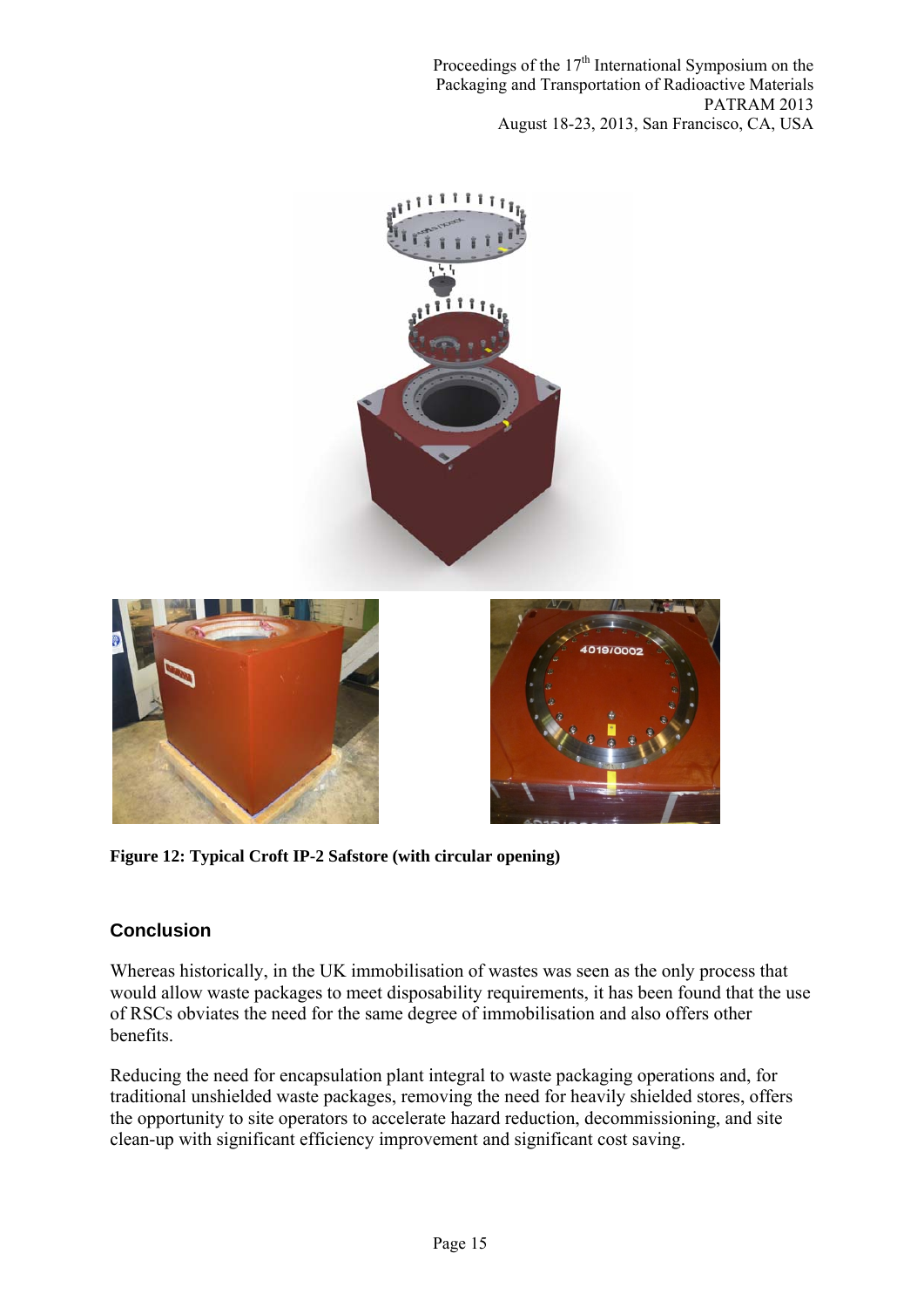**Figure 12: Typical Croft IP-2 Safstore (with circular opening)**

## Conclusion

Whereas historically, in the UK immobilisation of wastes was seen as the only process that would allow waste packages to meet disposability requirements, it has been found that the use of RSCs obviates the need for the same degree of immobilisation and also offers other benefits.

Reducing the need for encapsulation plant integral to waste packaging operations and, for traditional unshielded waste packages, removing the need for heavily shielded stores, offers the opportunity to site operators to accelerate hazard reduction, decommissioning, and site clean-up with significant efficiency improvement and significant cost saving.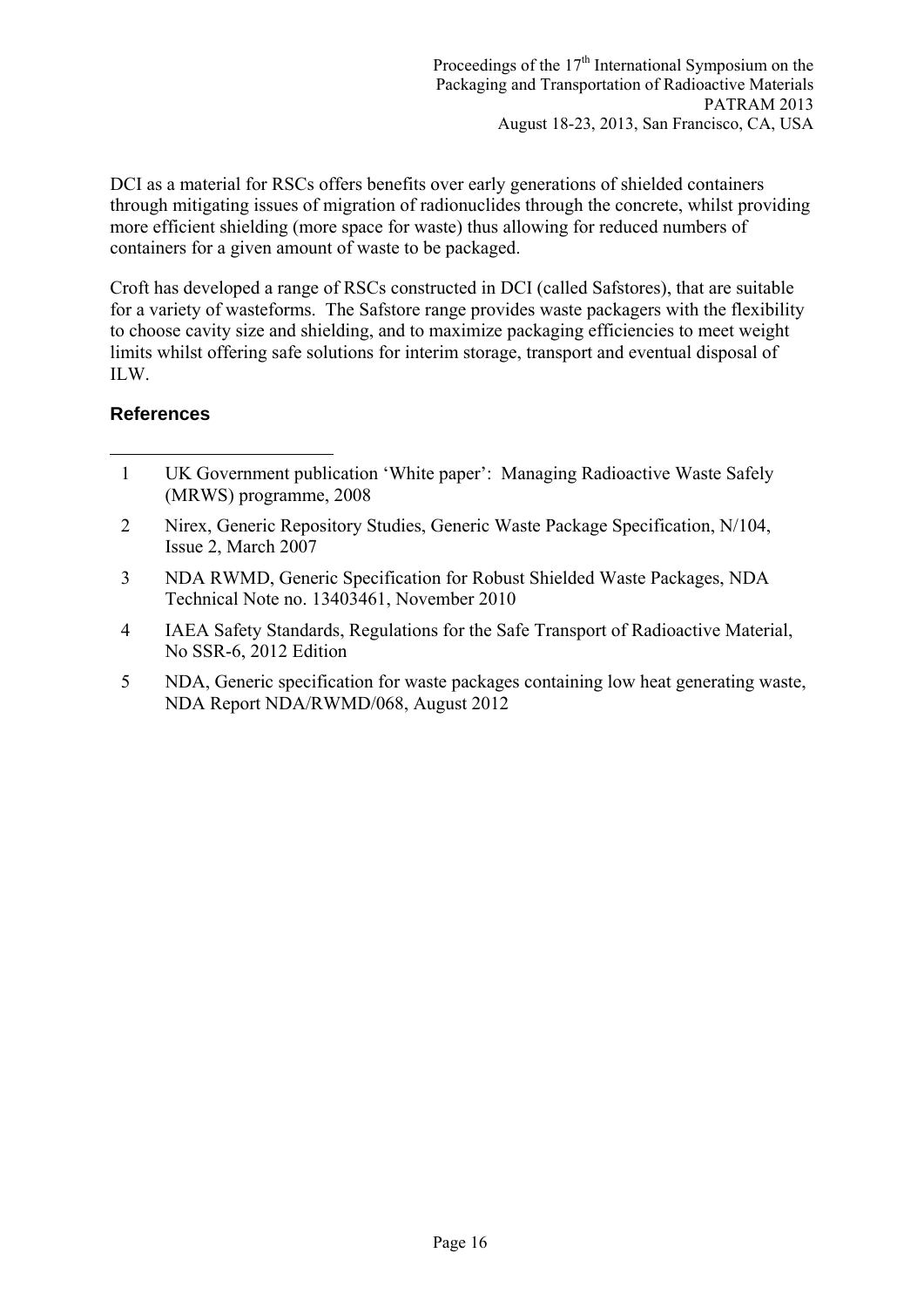DCI as a material for RSCs offers benefits over early generations of shielded containers through mitigating issues of migration of radionuclides through the concrete, whilst providing more efficient shielding (more space for waste) thus allowing for reduced numbers of containers for a given amount of waste to be packaged.

Croft has developed a range of RSCs constructed in DCI (called Safstores), that are suitable for a variety of wasteforms. The Safstore range provides waste packagers with the flexibility to choose cavity size and shielding, and to maximize packaging efficiencies to meet weight limits whilst offering safe solutions for interim storage, transport and eventual disposal of ILW.

## References

1. UK Government publication 'White paper': Managing Radioactive Waste Safely (MRWS) programme, 2008
2. Nirex, Generic Repository Studies, Generic Waste Package Specification, N/104, Issue 2, March 2007
3. NDA RWMD, Generic Specification for Robust Shielded Waste Packages, NDA Technical Note no. 13403461, November 2010
4. IAEA Safety Standards, Regulations for the Safe Transport of Radioactive Material, No SSR-6, 2012 Edition
5. NDA, Generic specification for waste packages containing low heat generating waste, NDA Report NDA/RWMD/068, August 2012